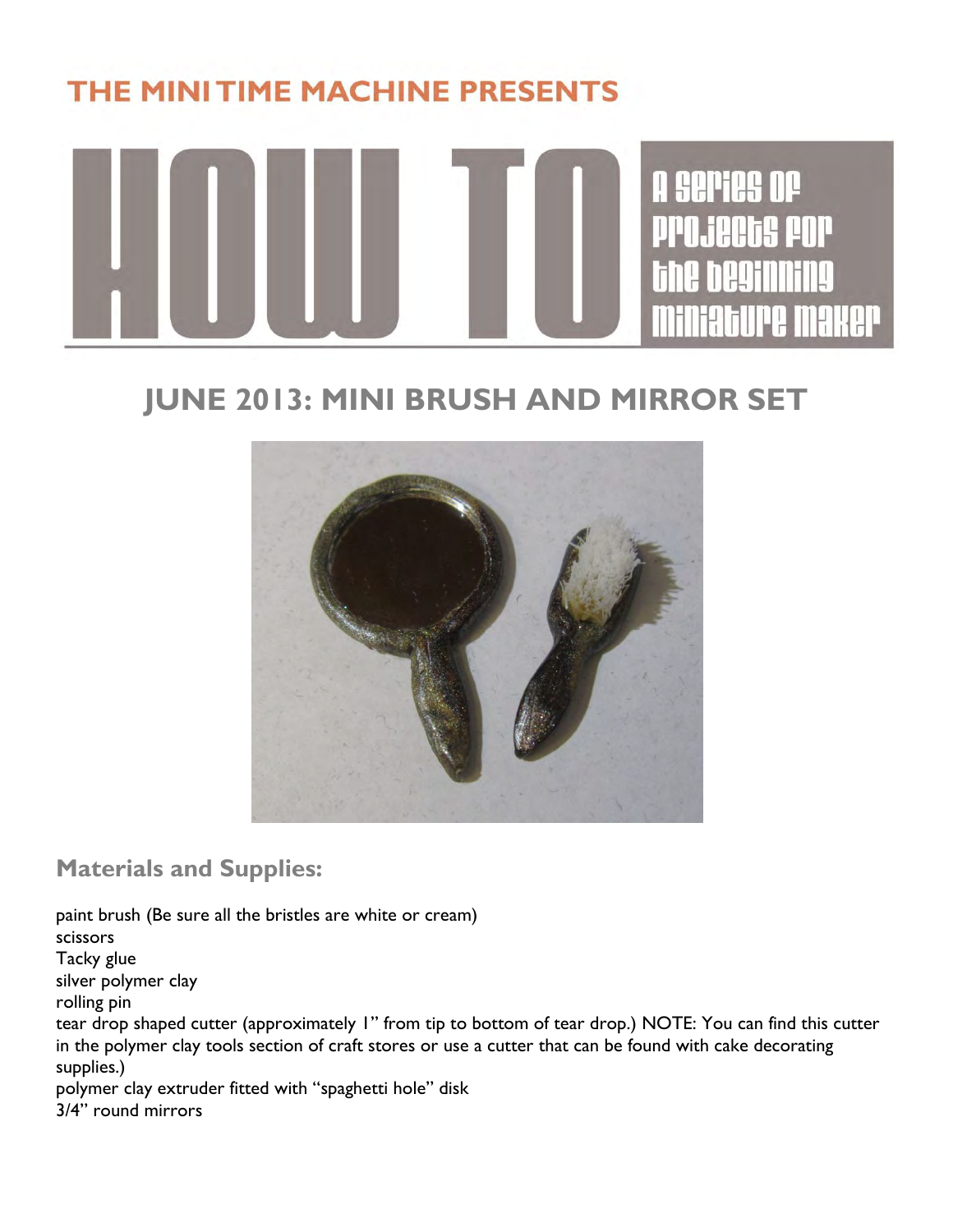THE MINI TIME MACHINE PRESENTS

# HOW TO

A SERIES OF PROJECTS FOR THE BEGINNING MINIATURE MAKER

## JUNE 2013: MINI BRUSH AND MIRROR SET

### Materials and Supplies:

paint brush (Be sure all the bristles are white or cream)
scissors
Tacky glue
silver polymer clay
rolling pin
tear drop shaped cutter (approximately 1" from tip to bottom of tear drop.) NOTE: You can find this cutter in the polymer clay tools section of craft stores or use a cutter that can be found with cake decorating supplies.)
polymer clay extruder fitted with "spaghetti hole" disk
3/4" round mirrors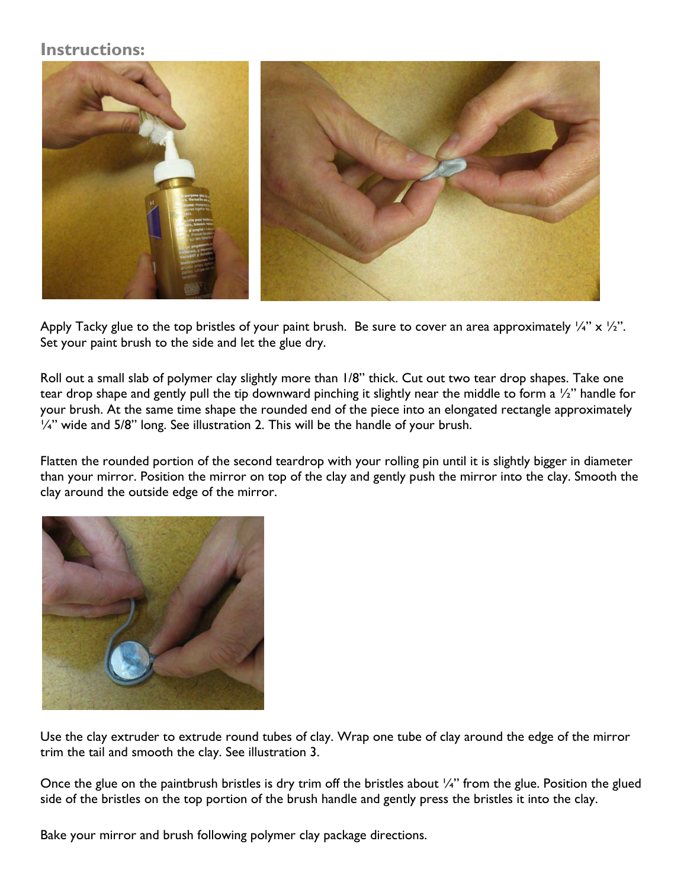## Instructions:

Apply Tacky glue to the top bristles of your paint brush. Be sure to cover an area approximately ¼" x ½". Set your paint brush to the side and let the glue dry.

Roll out a small slab of polymer clay slightly more than 1/8" thick. Cut out two tear drop shapes. Take one tear drop shape and gently pull the tip downward pinching it slightly near the middle to form a ½" handle for your brush. At the same time shape the rounded end of the piece into an elongated rectangle approximately ¼" wide and 5/8" long. See illustration 2. This will be the handle of your brush.

Flatten the rounded portion of the second teardrop with your rolling pin until it is slightly bigger in diameter than your mirror. Position the mirror on top of the clay and gently push the mirror into the clay. Smooth the clay around the outside edge of the mirror.

Use the clay extruder to extrude round tubes of clay. Wrap one tube of clay around the edge of the mirror trim the tail and smooth the clay. See illustration 3.

Once the glue on the paintbrush bristles is dry trim off the bristles about ¼" from the glue. Position the glued side of the bristles on the top portion of the brush handle and gently press the bristles it into the clay.

Bake your mirror and brush following polymer clay package directions.